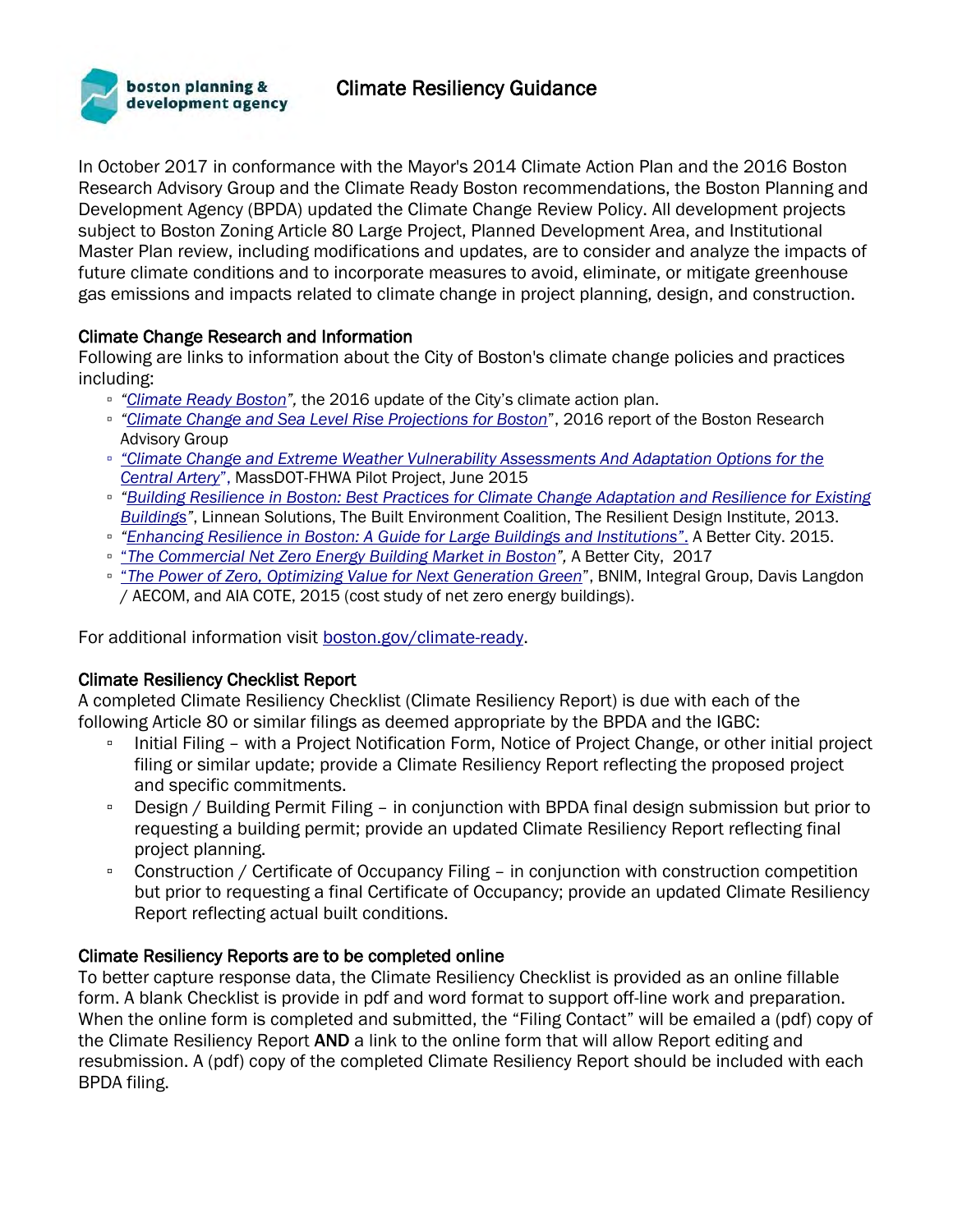boston planning & development agency

# Climate Resiliency Guidance

In October 2017 in conformance with the Mayor's 2014 Climate Action Plan and the 2016 Boston Research Advisory Group and the Climate Ready Boston recommendations, the Boston Planning and Development Agency (BPDA) updated the Climate Change Review Policy. All development projects subject to Boston Zoning Article 80 Large Project, Planned Development Area, and Institutional Master Plan review, including modifications and updates, are to consider and analyze the impacts of future climate conditions and to incorporate measures to avoid, eliminate, or mitigate greenhouse gas emissions and impacts related to climate change in project planning, design, and construction.

## Climate Change Research and Information

Following are links to information about the City of Boston's climate change policies and practices including:

- *"Climate Ready Boston",* the 2016 update of the City's climate action plan.
- *"Climate Change and Sea Level Rise Projections for Boston"*, 2016 report of the Boston Research Advisory Group
- *"Climate Change and Extreme Weather Vulnerability Assessments And Adaptation Options for the Central Artery"*, MassDOT-FHWA Pilot Project, June 2015
- *"Building Resilience in Boston: Best Practices for Climate Change Adaptation and Resilience for Existing Buildings"*, Linnean Solutions, The Built Environment Coalition, The Resilient Design Institute, 2013.
- *"Enhancing Resilience in Boston: A Guide for Large Buildings and Institutions".* A Better City. 2015.
- *"The Commercial Net Zero Energy Building Market in Boston",* A Better City, 2017
- *"The Power of Zero, Optimizing Value for Next Generation Green"*, BNIM, Integral Group, Davis Langdon / AECOM, and AIA COTE, 2015 (cost study of net zero energy buildings).

For additional information visit boston.gov/climate-ready.

## Climate Resiliency Checklist Report

A completed Climate Resiliency Checklist (Climate Resiliency Report) is due with each of the following Article 80 or similar filings as deemed appropriate by the BPDA and the IGBC:

- Initial Filing – with a Project Notification Form, Notice of Project Change, or other initial project filing or similar update; provide a Climate Resiliency Report reflecting the proposed project and specific commitments.
- Design / Building Permit Filing – in conjunction with BPDA final design submission but prior to requesting a building permit; provide an updated Climate Resiliency Report reflecting final project planning.
- Construction / Certificate of Occupancy Filing – in conjunction with construction competition but prior to requesting a final Certificate of Occupancy; provide an updated Climate Resiliency Report reflecting actual built conditions.

## Climate Resiliency Reports are to be completed online

To better capture response data, the Climate Resiliency Checklist is provided as an online fillable form. A blank Checklist is provide in pdf and word format to support off-line work and preparation. When the online form is completed and submitted, the "Filing Contact" will be emailed a (pdf) copy of the Climate Resiliency Report **AND** a link to the online form that will allow Report editing and resubmission. A (pdf) copy of the completed Climate Resiliency Report should be included with each BPDA filing.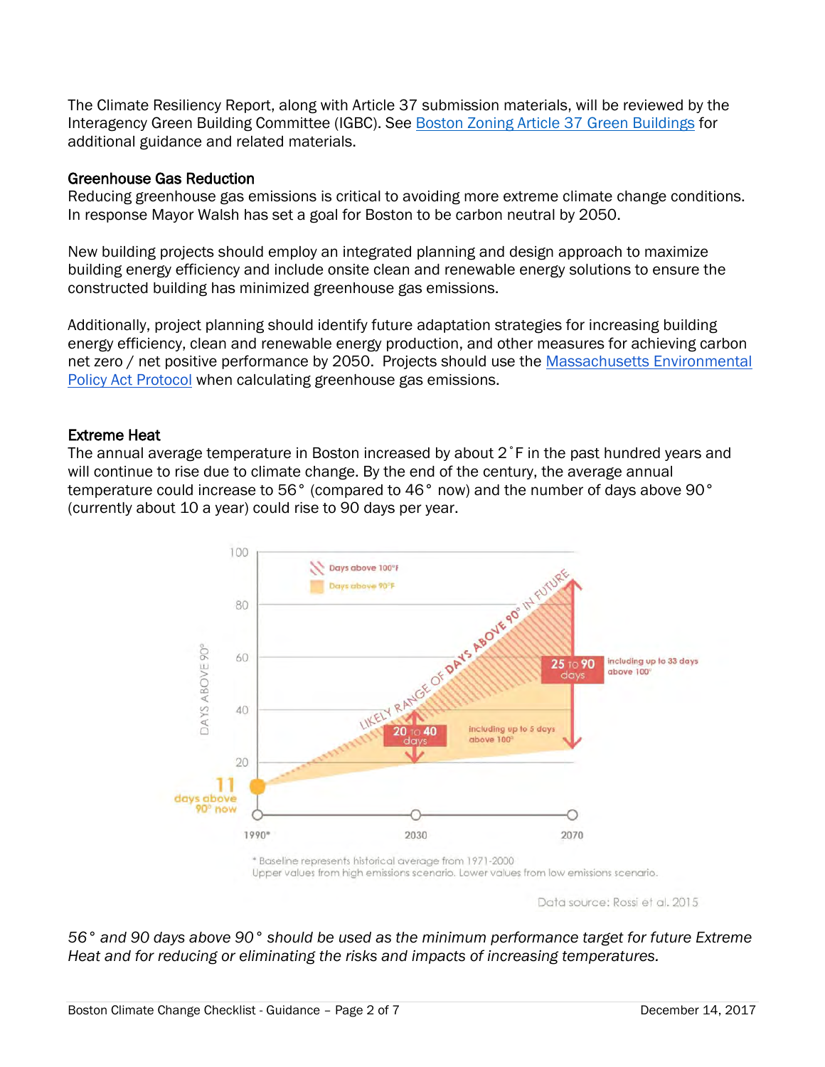The Climate Resiliency Report, along with Article 37 submission materials, will be reviewed by the Interagency Green Building Committee (IGBC). See [Boston Zoning Article 37 Green Buildings] for additional guidance and related materials.

## Greenhouse Gas Reduction

Reducing greenhouse gas emissions is critical to avoiding more extreme climate change conditions. In response Mayor Walsh has set a goal for Boston to be carbon neutral by 2050.

New building projects should employ an integrated planning and design approach to maximize building energy efficiency and include onsite clean and renewable energy solutions to ensure the constructed building has minimized greenhouse gas emissions.

Additionally, project planning should identify future adaptation strategies for increasing building energy efficiency, clean and renewable energy production, and other measures for achieving carbon net zero / net positive performance by 2050. Projects should use the [Massachusetts Environmental Policy Act Protocol] when calculating greenhouse gas emissions.

## Extreme Heat

The annual average temperature in Boston increased by about 2˚F in the past hundred years and will continue to rise due to climate change. By the end of the century, the average annual temperature could increase to 56° (compared to 46° now) and the number of days above 90° (currently about 10 a year) could rise to 90 days per year.

Days above 100°F
Days above 90°F

LIKELY RANGE OF DAYS ABOVE 90° IN FUTURE

DAYS ABOVE 90°

11 days above 90° now

20 to 40 days — including up to 5 days above 100°

25 to 90 days — including up to 33 days above 100°

1990* | 2030 | 2070

\* Baseline represents historical average from 1971-2000
Upper values from high emissions scenario. Lower values from low emissions scenario.

Data source: Rossi et al. 2015

*56° and 90 days above 90° should be used as the minimum performance target for future Extreme Heat and for reducing or eliminating the risks and impacts of increasing temperatures.*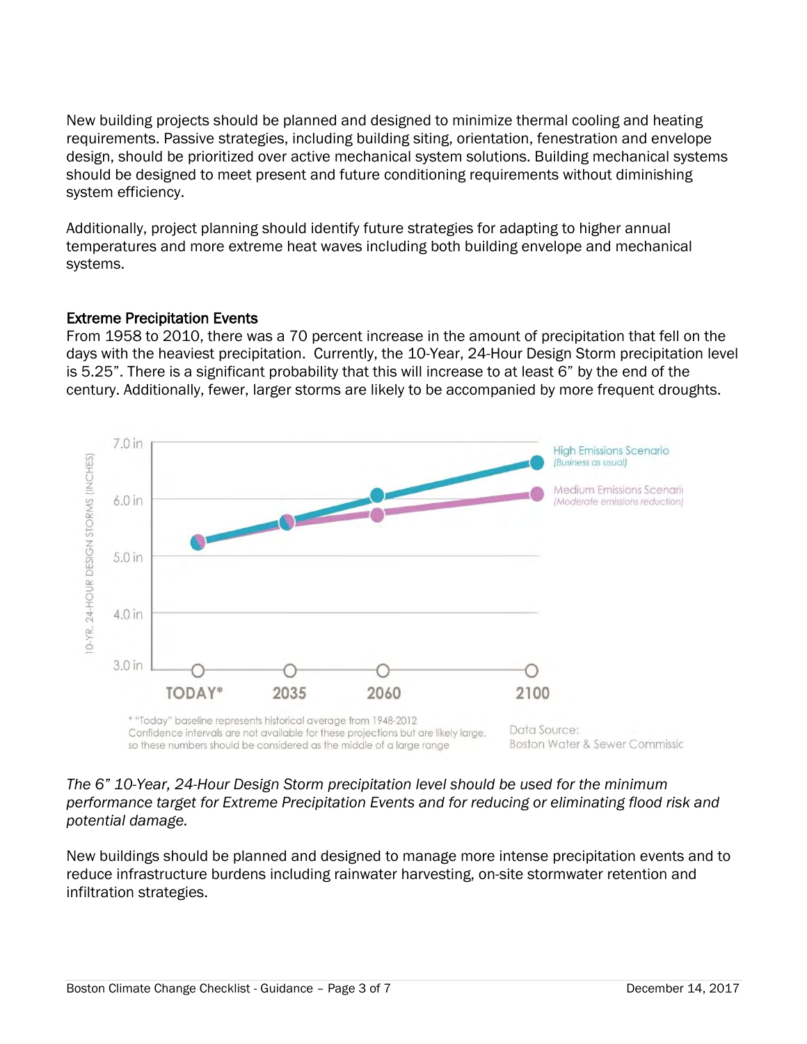New building projects should be planned and designed to minimize thermal cooling and heating requirements. Passive strategies, including building siting, orientation, fenestration and envelope design, should be prioritized over active mechanical system solutions. Building mechanical systems should be designed to meet present and future conditioning requirements without diminishing system efficiency.

Additionally, project planning should identify future strategies for adapting to higher annual temperatures and more extreme heat waves including both building envelope and mechanical systems.

### Extreme Precipitation Events

From 1958 to 2010, there was a 70 percent increase in the amount of precipitation that fell on the days with the heaviest precipitation. Currently, the 10-Year, 24-Hour Design Storm precipitation level is 5.25". There is a significant probability that this will increase to at least 6" by the end of the century. Additionally, fewer, larger storms are likely to be accompanied by more frequent droughts.

10-YR. 24-HOUR DESIGN STORMS (INCHES)

7.0 in, 6.0 in, 5.0 in, 4.0 in, 3.0 in

TODAY* | 2035 | 2060 | 2100

High Emissions Scenario *(Business as usual)*

Medium Emissions Scenario *(Moderate emissions reduction)*

\* "Today" baseline represents historical average from 1948-2012
Confidence intervals are not available for these projections but are likely large, so these numbers should be considered as the middle of a large range

Data Source:
Boston Water & Sewer Commission

*The 6" 10-Year, 24-Hour Design Storm precipitation level should be used for the minimum performance target for Extreme Precipitation Events and for reducing or eliminating flood risk and potential damage.*

New buildings should be planned and designed to manage more intense precipitation events and to reduce infrastructure burdens including rainwater harvesting, on-site stormwater retention and infiltration strategies.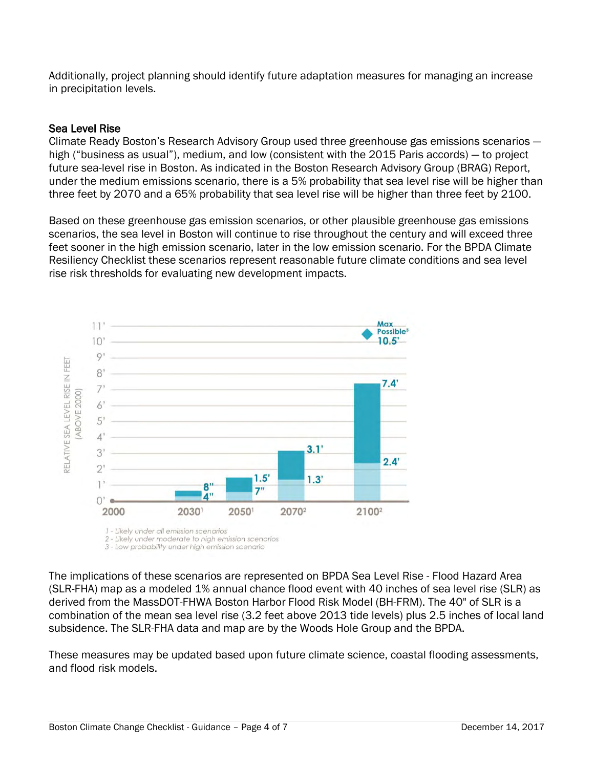Additionally, project planning should identify future adaptation measures for managing an increase in precipitation levels.

## Sea Level Rise

Climate Ready Boston's Research Advisory Group used three greenhouse gas emissions scenarios — high ("business as usual"), medium, and low (consistent with the 2015 Paris accords) — to project future sea-level rise in Boston. As indicated in the Boston Research Advisory Group (BRAG) Report, under the medium emissions scenario, there is a 5% probability that sea level rise will be higher than three feet by 2070 and a 65% probability that sea level rise will be higher than three feet by 2100.

Based on these greenhouse gas emission scenarios, or other plausible greenhouse gas emissions scenarios, the sea level in Boston will continue to rise throughout the century and will exceed three feet sooner in the high emission scenario, later in the low emission scenario. For the BPDA Climate Resiliency Checklist these scenarios represent reasonable future climate conditions and sea level rise risk thresholds for evaluating new development impacts.

1 - Likely under all emission scenarios
2 - Likely under moderate to high emission scenarios
3 - Low probability under high emission scenario

The implications of these scenarios are represented on BPDA Sea Level Rise - Flood Hazard Area (SLR-FHA) map as a modeled 1% annual chance flood event with 40 inches of sea level rise (SLR) as derived from the MassDOT-FHWA Boston Harbor Flood Risk Model (BH-FRM). The 40" of SLR is a combination of the mean sea level rise (3.2 feet above 2013 tide levels) plus 2.5 inches of local land subsidence. The SLR-FHA data and map are by the Woods Hole Group and the BPDA.

These measures may be updated based upon future climate science, coastal flooding assessments, and flood risk models.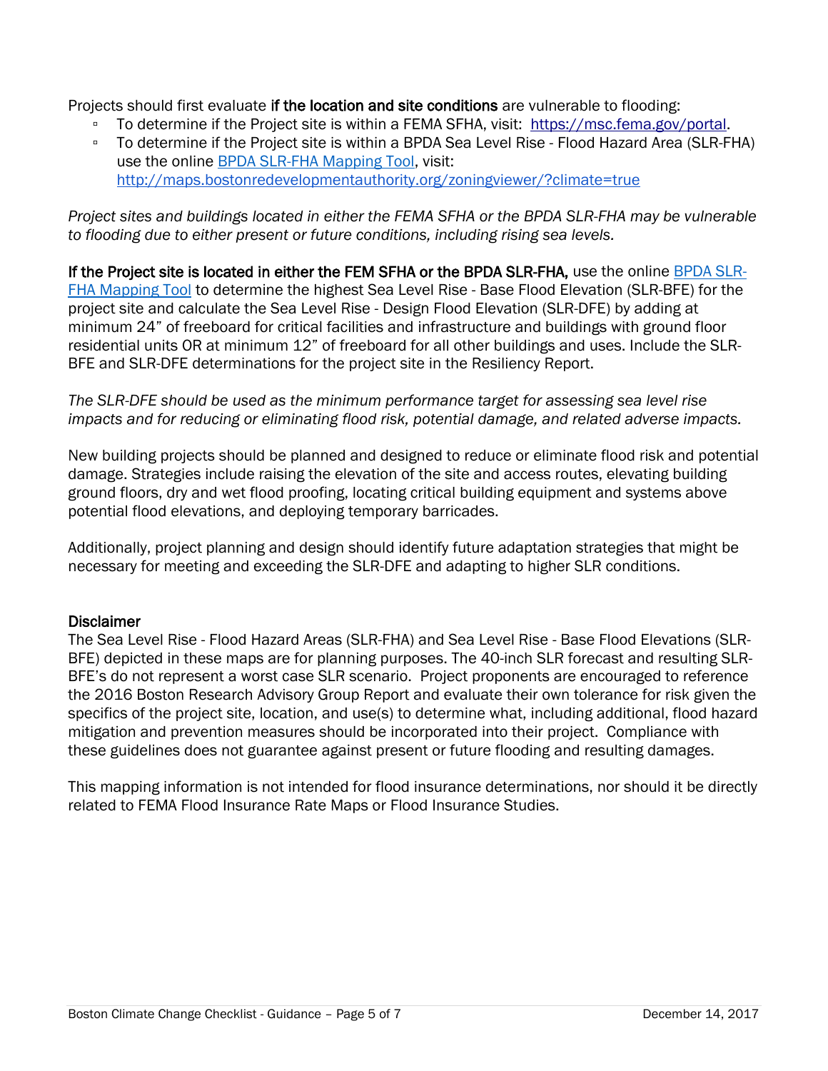Projects should first evaluate **if the location and site conditions** are vulnerable to flooding:

- To determine if the Project site is within a FEMA SFHA, visit: [https://msc.fema.gov/portal](https://msc.fema.gov/portal).
- To determine if the Project site is within a BPDA Sea Level Rise - Flood Hazard Area (SLR-FHA) use the online [BPDA SLR-FHA Mapping Tool](http://maps.bostonredevelopmentauthority.org/zoningviewer/?climate=true), visit: [http://maps.bostonredevelopmentauthority.org/zoningviewer/?climate=true](http://maps.bostonredevelopmentauthority.org/zoningviewer/?climate=true)

*Project sites and buildings located in either the FEMA SFHA or the BPDA SLR-FHA may be vulnerable to flooding due to either present or future conditions, including rising sea levels.*

**If the Project site is located in either the FEM SFHA or the BPDA SLR-FHA,** use the online [BPDA SLR-FHA Mapping Tool](http://maps.bostonredevelopmentauthority.org/zoningviewer/?climate=true) to determine the highest Sea Level Rise - Base Flood Elevation (SLR-BFE) for the project site and calculate the Sea Level Rise - Design Flood Elevation (SLR-DFE) by adding at minimum 24" of freeboard for critical facilities and infrastructure and buildings with ground floor residential units OR at minimum 12" of freeboard for all other buildings and uses. Include the SLR-BFE and SLR-DFE determinations for the project site in the Resiliency Report.

*The SLR-DFE should be used as the minimum performance target for assessing sea level rise impacts and for reducing or eliminating flood risk, potential damage, and related adverse impacts.*

New building projects should be planned and designed to reduce or eliminate flood risk and potential damage. Strategies include raising the elevation of the site and access routes, elevating building ground floors, dry and wet flood proofing, locating critical building equipment and systems above potential flood elevations, and deploying temporary barricades.

Additionally, project planning and design should identify future adaptation strategies that might be necessary for meeting and exceeding the SLR-DFE and adapting to higher SLR conditions.

### Disclaimer

The Sea Level Rise - Flood Hazard Areas (SLR-FHA) and Sea Level Rise - Base Flood Elevations (SLR-BFE) depicted in these maps are for planning purposes. The 40-inch SLR forecast and resulting SLR-BFE's do not represent a worst case SLR scenario. Project proponents are encouraged to reference the 2016 Boston Research Advisory Group Report and evaluate their own tolerance for risk given the specifics of the project site, location, and use(s) to determine what, including additional, flood hazard mitigation and prevention measures should be incorporated into their project. Compliance with these guidelines does not guarantee against present or future flooding and resulting damages.

This mapping information is not intended for flood insurance determinations, nor should it be directly related to FEMA Flood Insurance Rate Maps or Flood Insurance Studies.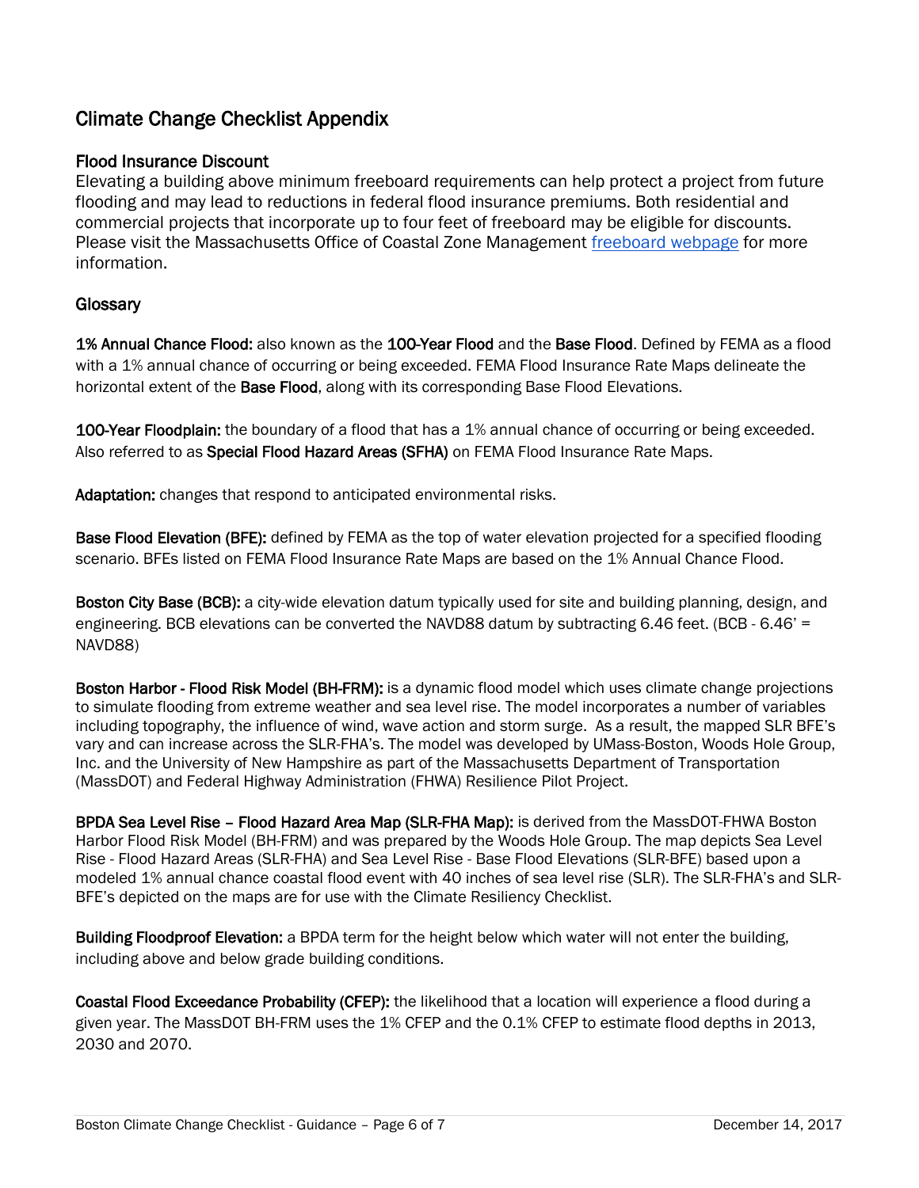## Climate Change Checklist Appendix

### Flood Insurance Discount

Elevating a building above minimum freeboard requirements can help protect a project from future flooding and may lead to reductions in federal flood insurance premiums. Both residential and commercial projects that incorporate up to four feet of freeboard may be eligible for discounts. Please visit the Massachusetts Office of Coastal Zone Management freeboard webpage for more information.

### Glossary

**1% Annual Chance Flood:** also known as the **100-Year Flood** and the **Base Flood**. Defined by FEMA as a flood with a 1% annual chance of occurring or being exceeded. FEMA Flood Insurance Rate Maps delineate the horizontal extent of the **Base Flood**, along with its corresponding Base Flood Elevations.

**100-Year Floodplain:** the boundary of a flood that has a 1% annual chance of occurring or being exceeded. Also referred to as **Special Flood Hazard Areas (SFHA)** on FEMA Flood Insurance Rate Maps.

**Adaptation:** changes that respond to anticipated environmental risks.

**Base Flood Elevation (BFE):** defined by FEMA as the top of water elevation projected for a specified flooding scenario. BFEs listed on FEMA Flood Insurance Rate Maps are based on the 1% Annual Chance Flood.

**Boston City Base (BCB):** a city-wide elevation datum typically used for site and building planning, design, and engineering. BCB elevations can be converted the NAVD88 datum by subtracting 6.46 feet. (BCB - 6.46' = NAVD88)

**Boston Harbor - Flood Risk Model (BH-FRM):** is a dynamic flood model which uses climate change projections to simulate flooding from extreme weather and sea level rise. The model incorporates a number of variables including topography, the influence of wind, wave action and storm surge. As a result, the mapped SLR BFE's vary and can increase across the SLR-FHA's. The model was developed by UMass-Boston, Woods Hole Group, Inc. and the University of New Hampshire as part of the Massachusetts Department of Transportation (MassDOT) and Federal Highway Administration (FHWA) Resilience Pilot Project.

**BPDA Sea Level Rise – Flood Hazard Area Map (SLR-FHA Map):** is derived from the MassDOT-FHWA Boston Harbor Flood Risk Model (BH-FRM) and was prepared by the Woods Hole Group. The map depicts Sea Level Rise - Flood Hazard Areas (SLR-FHA) and Sea Level Rise - Base Flood Elevations (SLR-BFE) based upon a modeled 1% annual chance coastal flood event with 40 inches of sea level rise (SLR). The SLR-FHA's and SLR-BFE's depicted on the maps are for use with the Climate Resiliency Checklist.

**Building Floodproof Elevation:** a BPDA term for the height below which water will not enter the building, including above and below grade building conditions.

**Coastal Flood Exceedance Probability (CFEP):** the likelihood that a location will experience a flood during a given year. The MassDOT BH-FRM uses the 1% CFEP and the 0.1% CFEP to estimate flood depths in 2013, 2030 and 2070.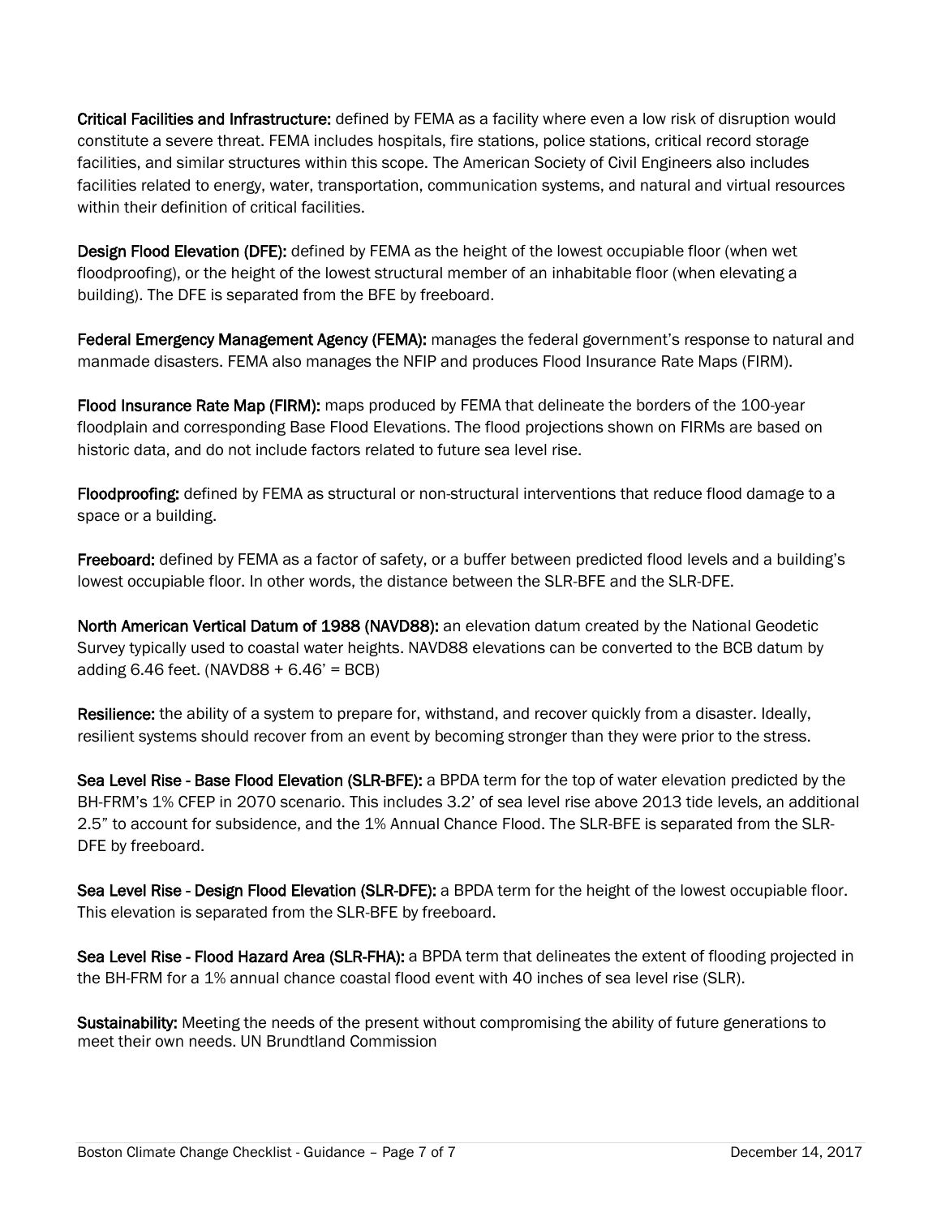**Critical Facilities and Infrastructure:** defined by FEMA as a facility where even a low risk of disruption would constitute a severe threat. FEMA includes hospitals, fire stations, police stations, critical record storage facilities, and similar structures within this scope. The American Society of Civil Engineers also includes facilities related to energy, water, transportation, communication systems, and natural and virtual resources within their definition of critical facilities.

**Design Flood Elevation (DFE):** defined by FEMA as the height of the lowest occupiable floor (when wet floodproofing), or the height of the lowest structural member of an inhabitable floor (when elevating a building). The DFE is separated from the BFE by freeboard.

**Federal Emergency Management Agency (FEMA):** manages the federal government's response to natural and manmade disasters. FEMA also manages the NFIP and produces Flood Insurance Rate Maps (FIRM).

**Flood Insurance Rate Map (FIRM):** maps produced by FEMA that delineate the borders of the 100-year floodplain and corresponding Base Flood Elevations. The flood projections shown on FIRMs are based on historic data, and do not include factors related to future sea level rise.

**Floodproofing:** defined by FEMA as structural or non-structural interventions that reduce flood damage to a space or a building.

**Freeboard:** defined by FEMA as a factor of safety, or a buffer between predicted flood levels and a building's lowest occupiable floor. In other words, the distance between the SLR-BFE and the SLR-DFE.

**North American Vertical Datum of 1988 (NAVD88):** an elevation datum created by the National Geodetic Survey typically used to coastal water heights. NAVD88 elevations can be converted to the BCB datum by adding 6.46 feet. (NAVD88 + 6.46' = BCB)

**Resilience:** the ability of a system to prepare for, withstand, and recover quickly from a disaster. Ideally, resilient systems should recover from an event by becoming stronger than they were prior to the stress.

**Sea Level Rise - Base Flood Elevation (SLR-BFE):** a BPDA term for the top of water elevation predicted by the BH-FRM's 1% CFEP in 2070 scenario. This includes 3.2' of sea level rise above 2013 tide levels, an additional 2.5" to account for subsidence, and the 1% Annual Chance Flood. The SLR-BFE is separated from the SLR-DFE by freeboard.

**Sea Level Rise - Design Flood Elevation (SLR-DFE):** a BPDA term for the height of the lowest occupiable floor. This elevation is separated from the SLR-BFE by freeboard.

**Sea Level Rise - Flood Hazard Area (SLR-FHA):** a BPDA term that delineates the extent of flooding projected in the BH-FRM for a 1% annual chance coastal flood event with 40 inches of sea level rise (SLR).

**Sustainability:** Meeting the needs of the present without compromising the ability of future generations to meet their own needs. UN Brundtland Commission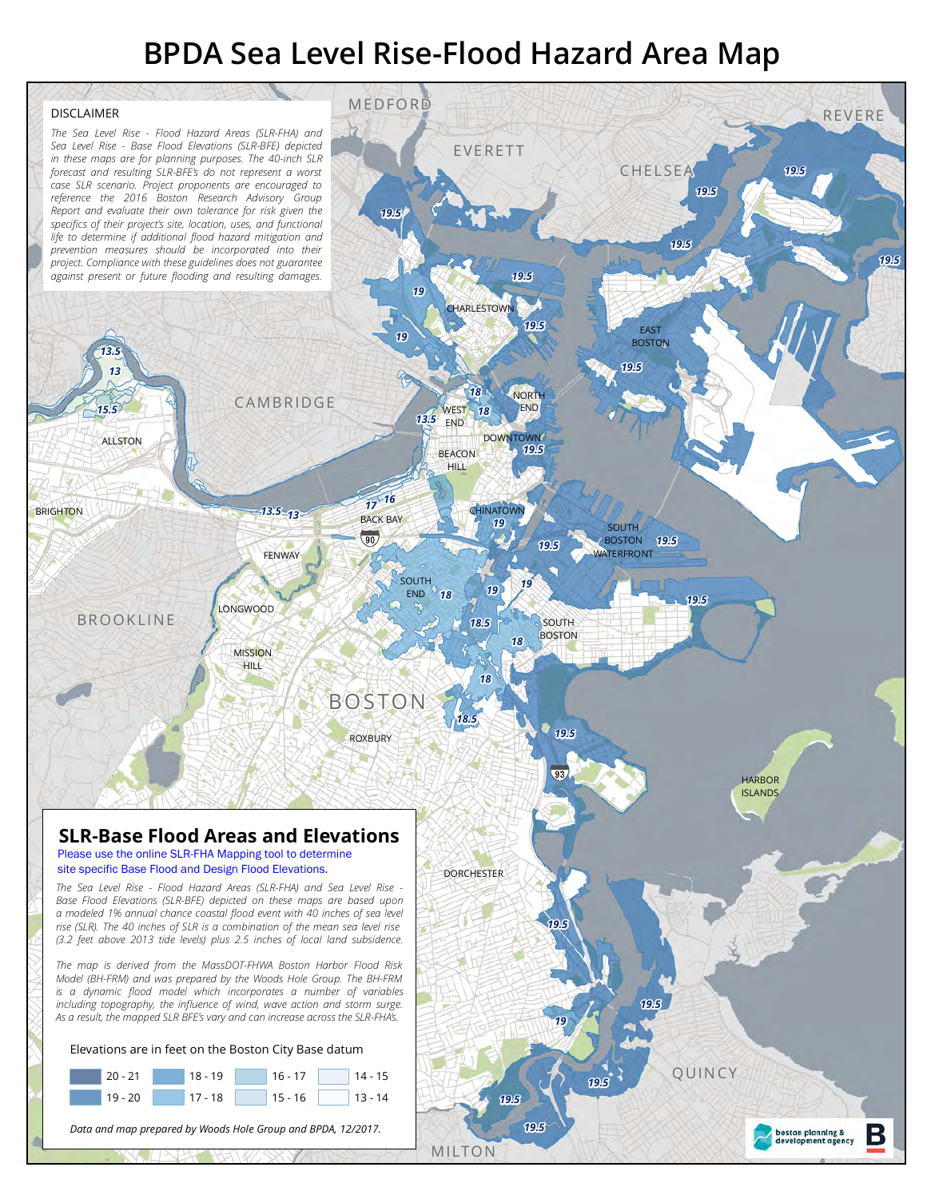# BPDA Sea Level Rise-Flood Hazard Area Map

DISCLAIMER

*The Sea Level Rise - Flood Hazard Areas (SLR-FHA) and Sea Level Rise - Base Flood Elevations (SLR-BFE) depicted in these maps are for planning purposes. The 40-inch SLR forecast and resulting SLR-BFE's do not represent a worst case SLR scenario. Project proponents are encouraged to reference the 2016 Boston Research Advisory Group Report and evaluate their own tolerance for risk given the specifics of their project's site, location, uses, and functional life to determine if additional flood hazard mitigation and prevention measures should be incorporated into their project. Compliance with these guidelines does not guarantee against present or future flooding and resulting damages.*

## SLR-Base Flood Areas and Elevations

Please use the online SLR-FHA Mapping tool to determine site specific Base Flood and Design Flood Elevations.

*The Sea Level Rise - Flood Hazard Areas (SLR-FHA) and Sea Level Rise - Base Flood Elevations (SLR-BFE) depicted on these maps are based upon a modeled 1% annual chance coastal flood event with 40 inches of sea level rise (SLR). The 40 inches of SLR is a combination of the mean sea level rise (3.2 feet above 2013 tide levels) plus 2.5 inches of local land subsidence.*

*The map is derived from the MassDOT-FHWA Boston Harbor Flood Risk Model (BH-FRM) and was prepared by the Woods Hole Group. The BH-FRM is a dynamic flood model which incorporates a number of variables including topography, the influence of wind, wave action and storm surge. As a result, the mapped SLR BFE's vary and can increase across the SLR-FHA's.*

Elevations are in feet on the Boston City Base datum

| 20 - 21 | 18 - 19 | 16 - 17 | 14 - 15 |
|---|---|---|---|
| 19 - 20 | 17 - 18 | 15 - 16 | 13 - 14 |

*Data and map prepared by Woods Hole Group and BPDA, 12/2017.*

boston planning & development agency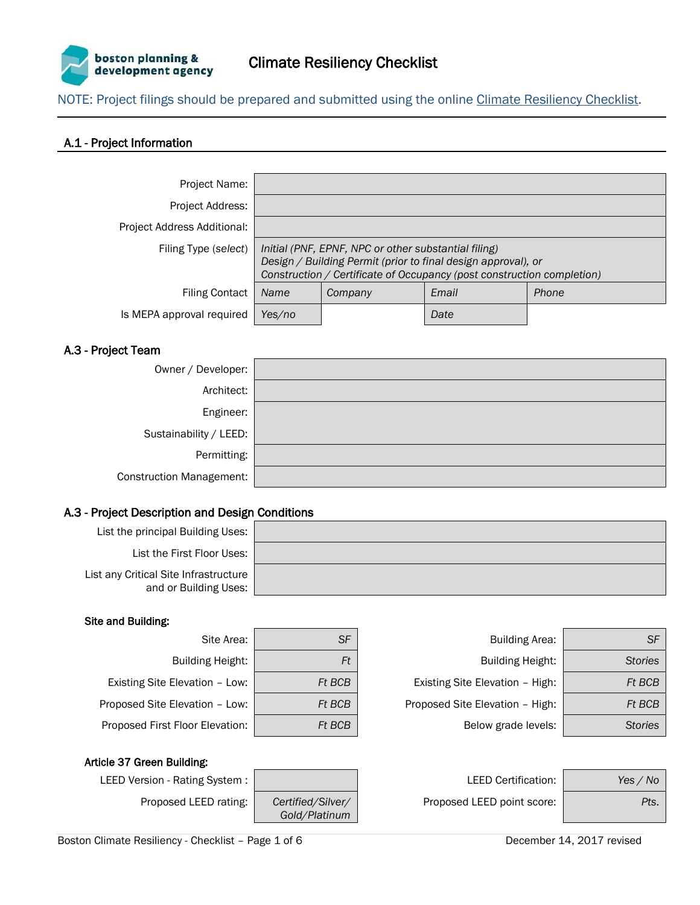# Climate Resiliency Checklist

NOTE: Project filings should be prepared and submitted using the online Climate Resiliency Checklist.

## A.1 - Project Information

| | | | | |
|---|---|---|---|---|
| Project Name: | | | | |
| Project Address: | | | | |
| Project Address Additional: | | | | |
| Filing Type (*select*) | *Initial (PNF, EPNF, NPC or other substantial filing)*<br>*Design / Building Permit (prior to final design approval), or*<br>*Construction / Certificate of Occupancy (post construction completion)* | | | |
| Filing Contact | *Name* | *Company* | *Email* | *Phone* |
| Is MEPA approval required | *Yes/no* | | *Date* | |

## A.3 - Project Team

| | |
|---|---|
| Owner / Developer: | |
| Architect: | |
| Engineer: | |
| Sustainability / LEED: | |
| Permitting: | |
| Construction Management: | |

## A.3 - Project Description and Design Conditions

| | |
|---|---|
| List the principal Building Uses: | |
| List the First Floor Uses: | |
| List any Critical Site Infrastructure and or Building Uses: | |

### Site and Building:

| | | | |
|---|---|---|---|
| Site Area: | *SF* | Building Area: | *SF* |
| Building Height: | *Ft* | Building Height: | *Stories* |
| Existing Site Elevation – Low: | *Ft BCB* | Existing Site Elevation – High: | *Ft BCB* |
| Proposed Site Elevation – Low: | *Ft BCB* | Proposed Site Elevation – High: | *Ft BCB* |
| Proposed First Floor Elevation: | *Ft BCB* | Below grade levels: | *Stories* |

### Article 37 Green Building:

| | | | |
|---|---|---|---|
| LEED Version - Rating System : | | LEED Certification: | *Yes / No* |
| Proposed LEED rating: | *Certified/Silver/ Gold/Platinum* | Proposed LEED point score: | *Pts.* |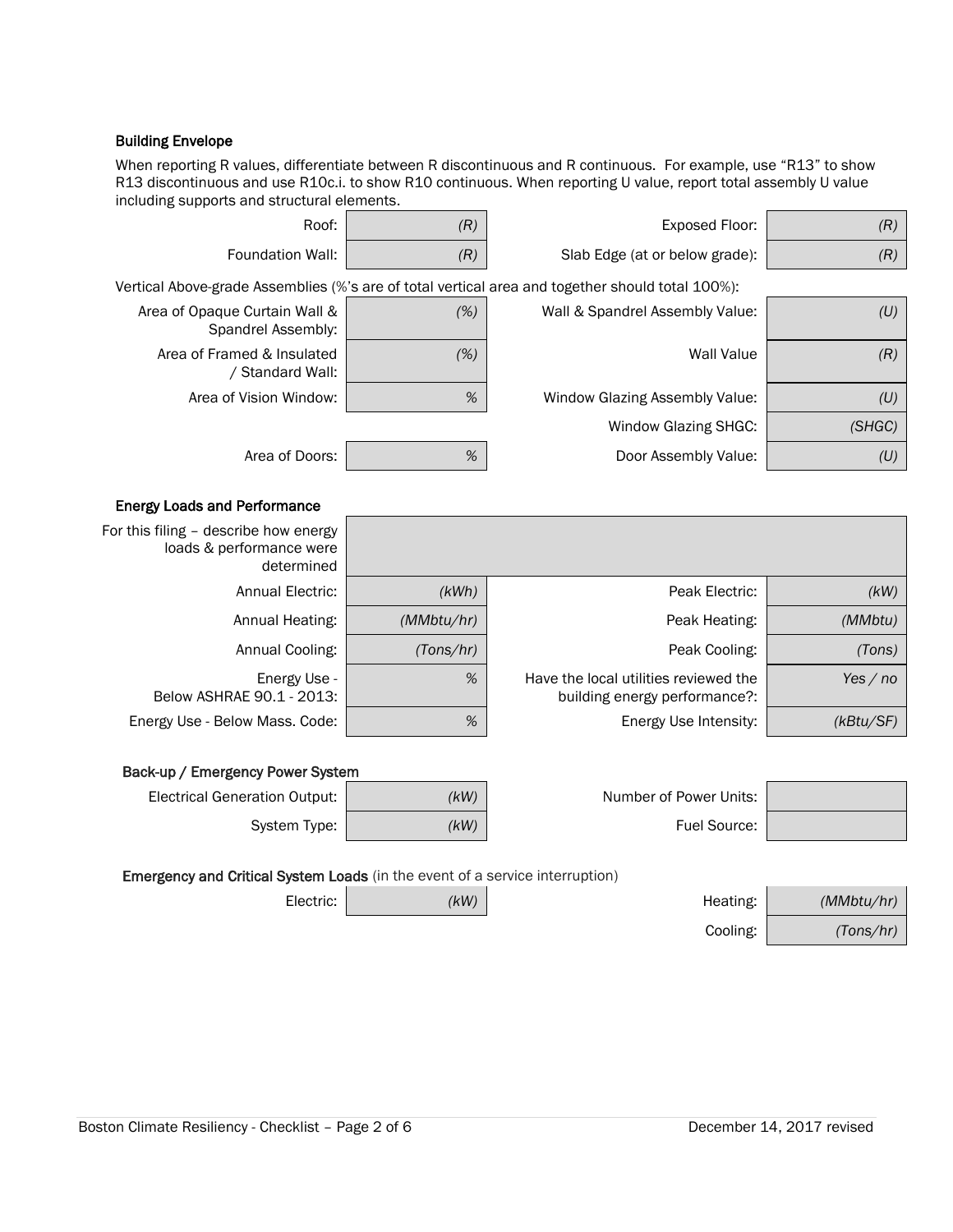### Building Envelope

When reporting R values, differentiate between R discontinuous and R continuous. For example, use "R13" to show R13 discontinuous and use R10c.i. to show R10 continuous. When reporting U value, report total assembly U value including supports and structural elements.

| | | | |
|---|---|---|---|
| Roof: | *(R)* | Exposed Floor: | *(R)* |
| Foundation Wall: | *(R)* | Slab Edge (at or below grade): | *(R)* |

Vertical Above-grade Assemblies (%'s are of total vertical area and together should total 100%):

| | | | |
|---|---|---|---|
| Area of Opaque Curtain Wall & Spandrel Assembly: | *(%)* | Wall & Spandrel Assembly Value: | *(U)* |
| Area of Framed & Insulated / Standard Wall: | *(%)* | Wall Value | *(R)* |
| Area of Vision Window: | *%* | Window Glazing Assembly Value: | *(U)* |
| | | Window Glazing SHGC: | *(SHGC)* |
| Area of Doors: | *%* | Door Assembly Value: | *(U)* |

### Energy Loads and Performance

| | | | |
|---|---|---|---|
| For this filing – describe how energy loads & performance were determined | | | |
| Annual Electric: | *(kWh)* | Peak Electric: | *(kW)* |
| Annual Heating: | *(MMbtu/hr)* | Peak Heating: | *(MMbtu)* |
| Annual Cooling: | *(Tons/hr)* | Peak Cooling: | *(Tons)* |
| Energy Use - Below ASHRAE 90.1 - 2013: | *%* | Have the local utilities reviewed the building energy performance?: | *Yes / no* |
| Energy Use - Below Mass. Code: | *%* | Energy Use Intensity: | *(kBtu/SF)* |

### Back-up / Emergency Power System

| | | | |
|---|---|---|---|
| Electrical Generation Output: | *(kW)* | Number of Power Units: | |
| System Type: | *(kW)* | Fuel Source: | |

### Emergency and Critical System Loads (in the event of a service interruption)

| | | | |
|---|---|---|---|
| Electric: | *(kW)* | Heating: | *(MMbtu/hr)* |
| | | Cooling: | *(Tons/hr)* |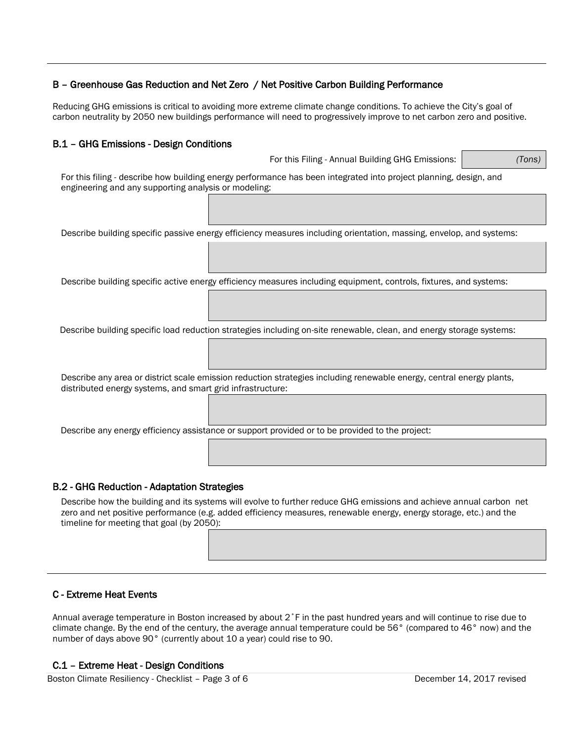## B – Greenhouse Gas Reduction and Net Zero / Net Positive Carbon Building Performance

Reducing GHG emissions is critical to avoiding more extreme climate change conditions. To achieve the City's goal of carbon neutrality by 2050 new buildings performance will need to progressively improve to net carbon zero and positive.

### B.1 – GHG Emissions - Design Conditions

For this Filing - Annual Building GHG Emissions: *(Tons)*

For this filing - describe how building energy performance has been integrated into project planning, design, and engineering and any supporting analysis or modeling:

Describe building specific passive energy efficiency measures including orientation, massing, envelop, and systems:

Describe building specific active energy efficiency measures including equipment, controls, fixtures, and systems:

Describe building specific load reduction strategies including on-site renewable, clean, and energy storage systems:

Describe any area or district scale emission reduction strategies including renewable energy, central energy plants, distributed energy systems, and smart grid infrastructure:

Describe any energy efficiency assistance or support provided or to be provided to the project:

### B.2 - GHG Reduction - Adaptation Strategies

Describe how the building and its systems will evolve to further reduce GHG emissions and achieve annual carbon net zero and net positive performance (e.g. added efficiency measures, renewable energy, energy storage, etc.) and the timeline for meeting that goal (by 2050):

## C - Extreme Heat Events

Annual average temperature in Boston increased by about 2˚F in the past hundred years and will continue to rise due to climate change. By the end of the century, the average annual temperature could be 56° (compared to 46° now) and the number of days above 90° (currently about 10 a year) could rise to 90.

### C.1 – Extreme Heat - Design Conditions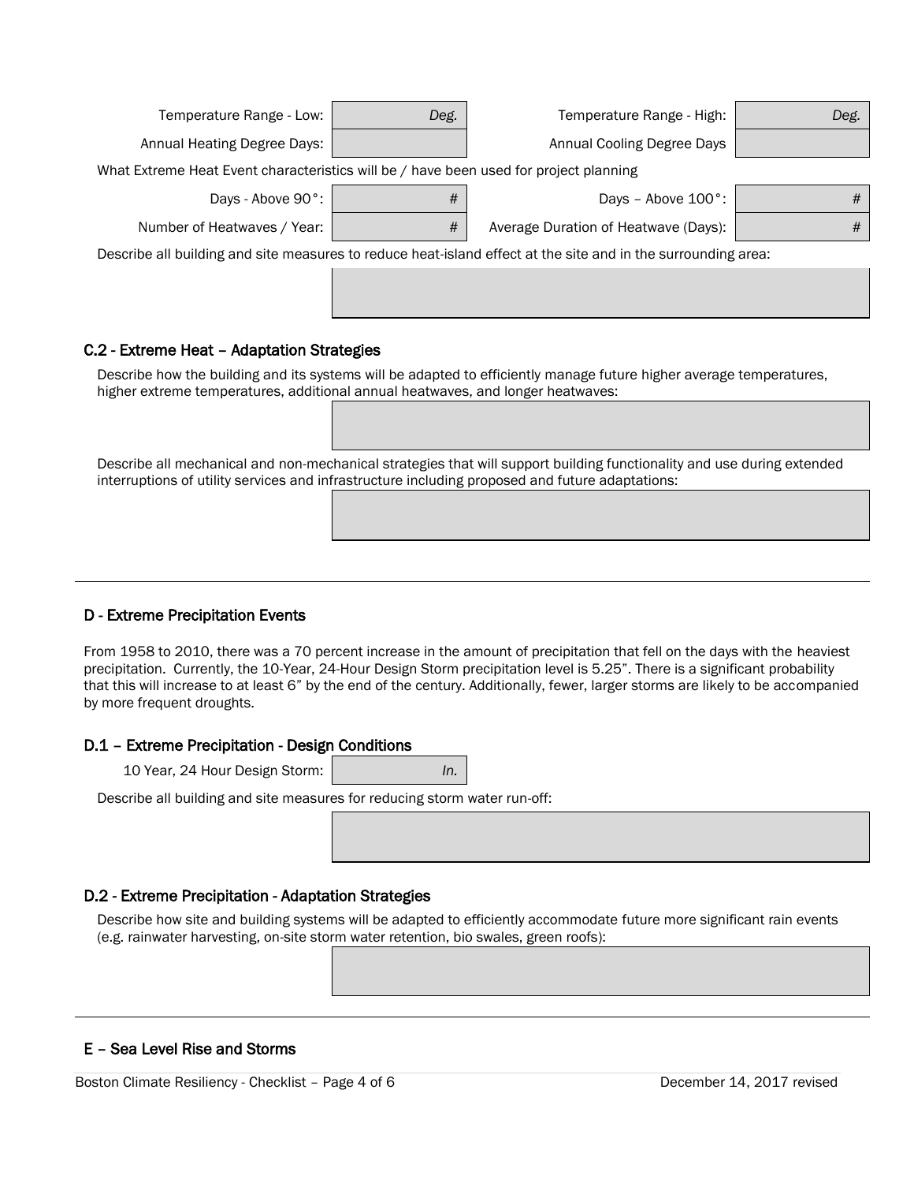| | | | |
|---|---|---|---|
| Temperature Range - Low: | *Deg.* | Temperature Range - High: | *Deg.* |
| Annual Heating Degree Days: | | Annual Cooling Degree Days | |

What Extreme Heat Event characteristics will be / have been used for project planning

| | | | |
|---|---|---|---|
| Days - Above 90°: | # | Days – Above 100°: | # |
| Number of Heatwaves / Year: | # | Average Duration of Heatwave (Days): | # |

Describe all building and site measures to reduce heat-island effect at the site and in the surrounding area:

### C.2 - Extreme Heat – Adaptation Strategies

Describe how the building and its systems will be adapted to efficiently manage future higher average temperatures, higher extreme temperatures, additional annual heatwaves, and longer heatwaves:

Describe all mechanical and non-mechanical strategies that will support building functionality and use during extended interruptions of utility services and infrastructure including proposed and future adaptations:

## D - Extreme Precipitation Events

From 1958 to 2010, there was a 70 percent increase in the amount of precipitation that fell on the days with the heaviest precipitation. Currently, the 10-Year, 24-Hour Design Storm precipitation level is 5.25”. There is a significant probability that this will increase to at least 6” by the end of the century. Additionally, fewer, larger storms are likely to be accompanied by more frequent droughts.

### D.1 – Extreme Precipitation - Design Conditions

| | |
|---|---|
| 10 Year, 24 Hour Design Storm: | *In.* |

Describe all building and site measures for reducing storm water run-off:

### D.2 - Extreme Precipitation - Adaptation Strategies

Describe how site and building systems will be adapted to efficiently accommodate future more significant rain events (e.g. rainwater harvesting, on-site storm water retention, bio swales, green roofs):

## E – Sea Level Rise and Storms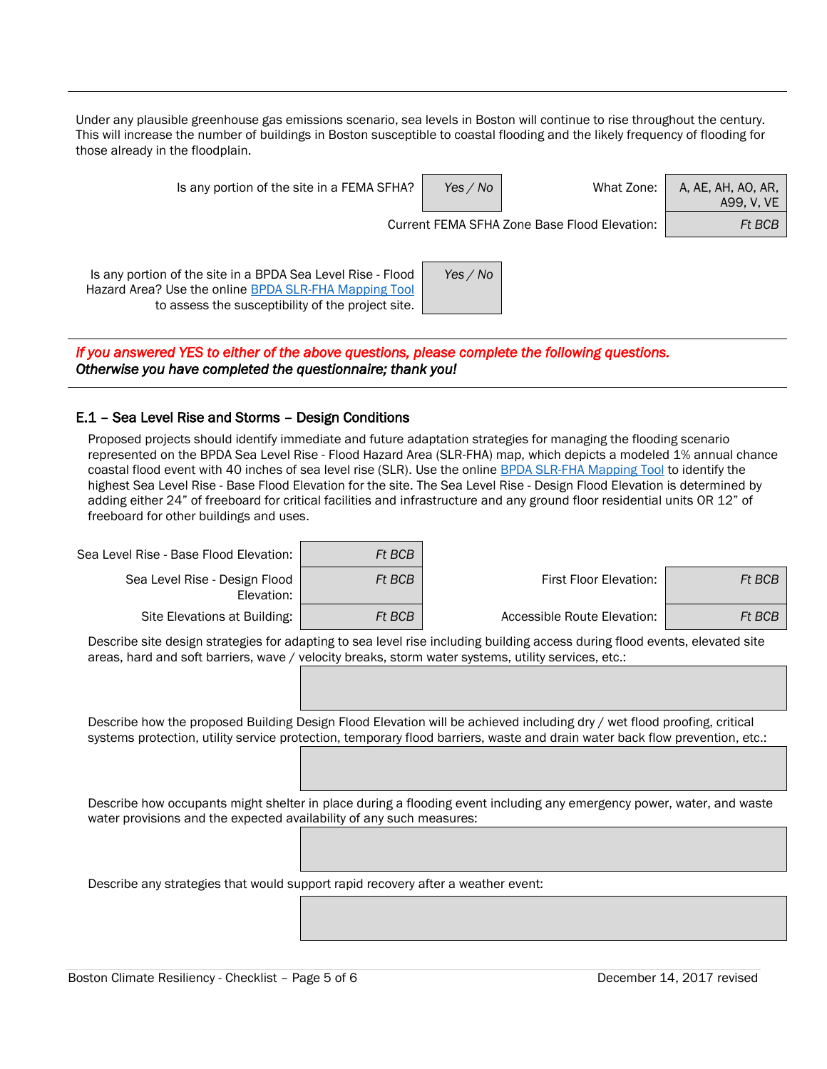Under any plausible greenhouse gas emissions scenario, sea levels in Boston will continue to rise throughout the century. This will increase the number of buildings in Boston susceptible to coastal flooding and the likely frequency of flooding for those already in the floodplain.

| | | | |
|---|---|---|---|
| Is any portion of the site in a FEMA SFHA? | *Yes / No* | What Zone: | A, AE, AH, AO, AR, A99, V, VE |
| | | Current FEMA SFHA Zone Base Flood Elevation: | *Ft BCB* |

| | |
|---|---|
| Is any portion of the site in a BPDA Sea Level Rise - Flood Hazard Area? Use the online BPDA SLR-FHA Mapping Tool to assess the susceptibility of the project site. | *Yes / No* |

***If you answered YES to either of the above questions, please complete the following questions.***
***Otherwise you have completed the questionnaire; thank you!***

### E.1 – Sea Level Rise and Storms – Design Conditions

Proposed projects should identify immediate and future adaptation strategies for managing the flooding scenario represented on the BPDA Sea Level Rise - Flood Hazard Area (SLR-FHA) map, which depicts a modeled 1% annual chance coastal flood event with 40 inches of sea level rise (SLR). Use the online BPDA SLR-FHA Mapping Tool to identify the highest Sea Level Rise - Base Flood Elevation for the site. The Sea Level Rise - Design Flood Elevation is determined by adding either 24" of freeboard for critical facilities and infrastructure and any ground floor residential units OR 12" of freeboard for other buildings and uses.

| | | | |
|---|---|---|---|
| Sea Level Rise - Base Flood Elevation: | *Ft BCB* | | |
| Sea Level Rise - Design Flood Elevation: | *Ft BCB* | First Floor Elevation: | *Ft BCB* |
| Site Elevations at Building: | *Ft BCB* | Accessible Route Elevation: | *Ft BCB* |

Describe site design strategies for adapting to sea level rise including building access during flood events, elevated site areas, hard and soft barriers, wave / velocity breaks, storm water systems, utility services, etc.:

Describe how the proposed Building Design Flood Elevation will be achieved including dry / wet flood proofing, critical systems protection, utility service protection, temporary flood barriers, waste and drain water back flow prevention, etc.:

Describe how occupants might shelter in place during a flooding event including any emergency power, water, and waste water provisions and the expected availability of any such measures:

Describe any strategies that would support rapid recovery after a weather event: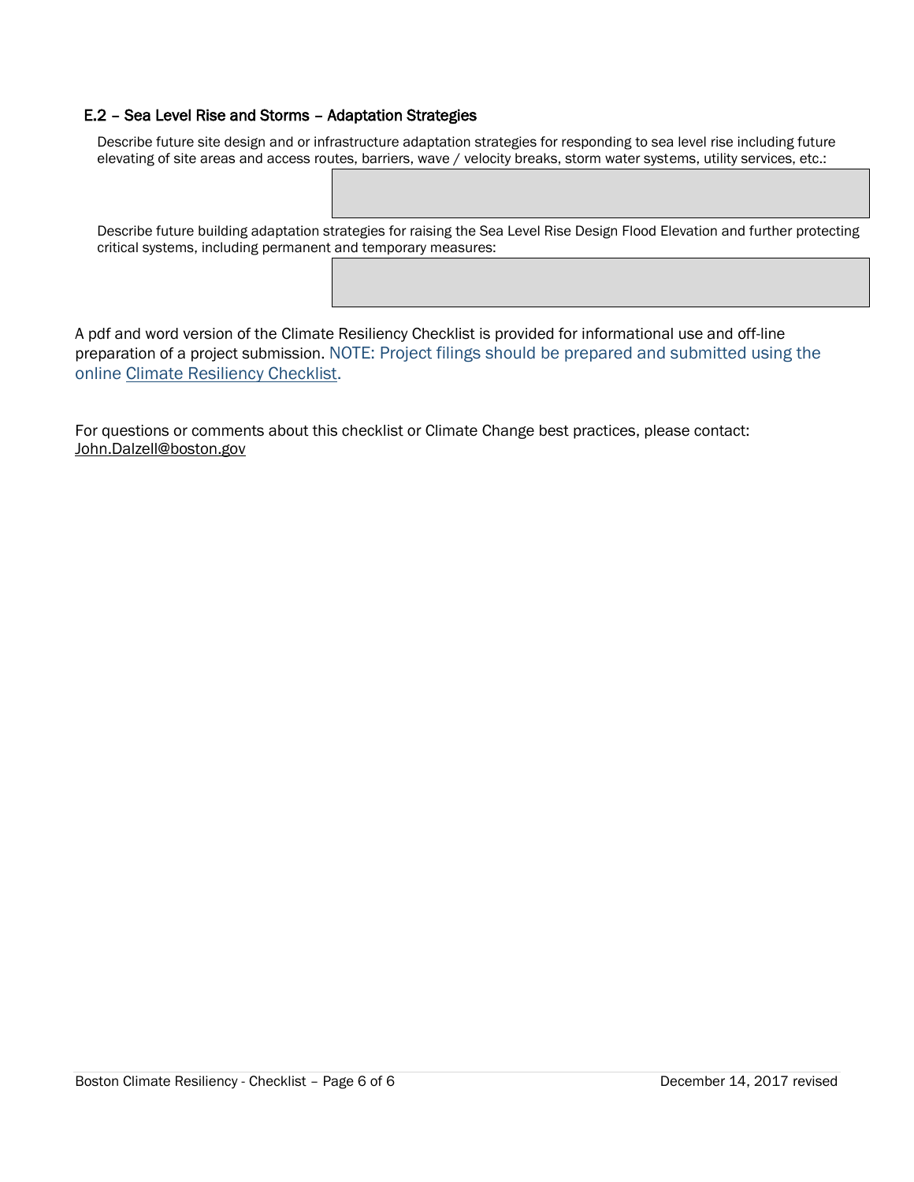### E.2 – Sea Level Rise and Storms – Adaptation Strategies

Describe future site design and or infrastructure adaptation strategies for responding to sea level rise including future elevating of site areas and access routes, barriers, wave / velocity breaks, storm water systems, utility services, etc.:

Describe future building adaptation strategies for raising the Sea Level Rise Design Flood Elevation and further protecting critical systems, including permanent and temporary measures:

A pdf and word version of the Climate Resiliency Checklist is provided for informational use and off-line preparation of a project submission. NOTE: Project filings should be prepared and submitted using the online Climate Resiliency Checklist.

For questions or comments about this checklist or Climate Change best practices, please contact: John.Dalzell@boston.gov